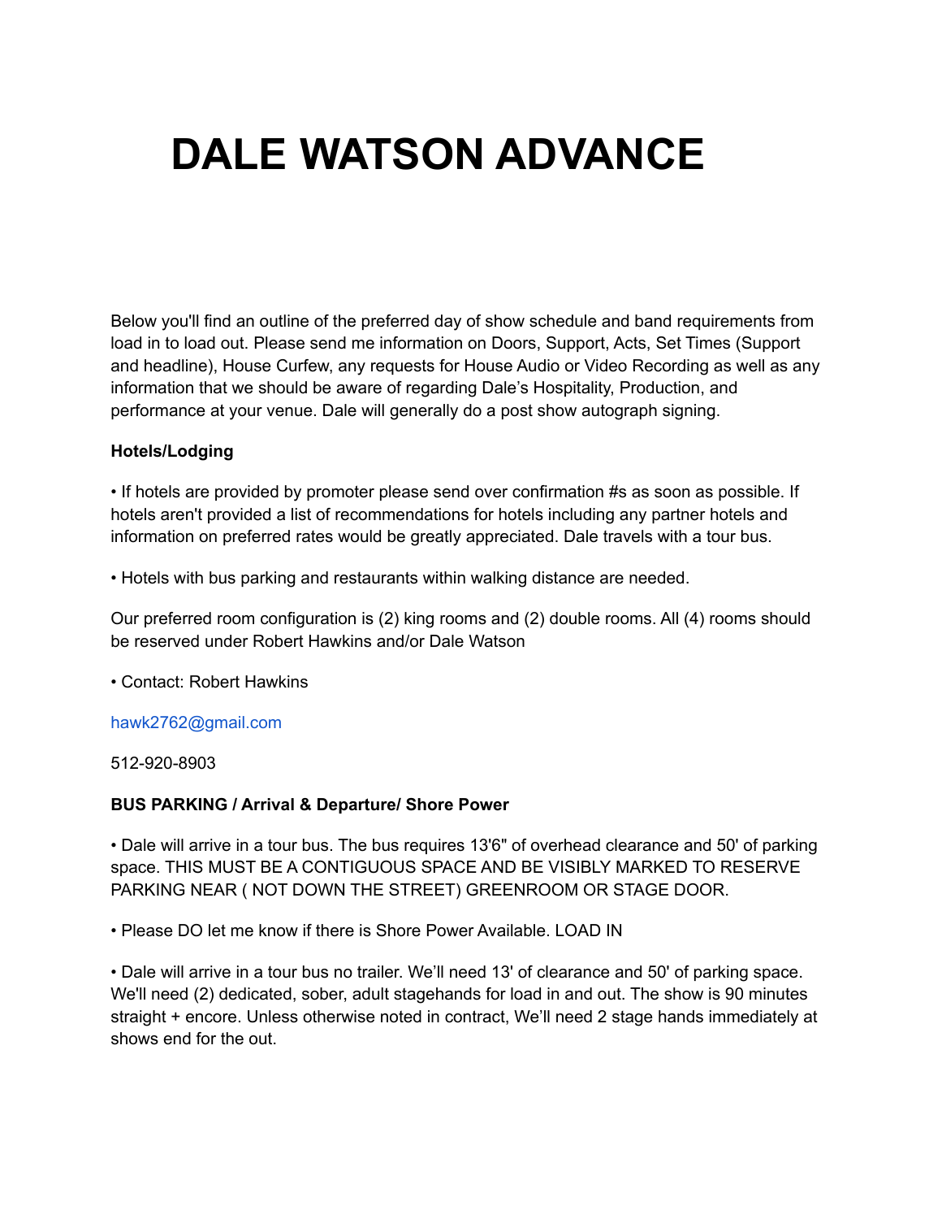# DALE WATSON ADVANCE

Below you'll find an outline of the preferred day of show schedule and band requirements from load in to load out. Please send me information on Doors, Support, Acts, Set Times (Support and headline), House Curfew, any requests for House Audio or Video Recording as well as any information that we should be aware of regarding Dale's Hospitality, Production, and performance at your venue. Dale will generally do a post show autograph signing.

**Hotels/Lodging**

• If hotels are provided by promoter please send over confirmation #s as soon as possible. If hotels aren't provided a list of recommendations for hotels including any partner hotels and information on preferred rates would be greatly appreciated. Dale travels with a tour bus.

• Hotels with bus parking and restaurants within walking distance are needed.

Our preferred room configuration is (2) king rooms and (2) double rooms. All (4) rooms should be reserved under Robert Hawkins and/or Dale Watson

• Contact: Robert Hawkins

hawk2762@gmail.com

512-920-8903

**BUS PARKING / Arrival & Departure/ Shore Power**

• Dale will arrive in a tour bus. The bus requires 13'6" of overhead clearance and 50' of parking space. THIS MUST BE A CONTIGUOUS SPACE AND BE VISIBLY MARKED TO RESERVE PARKING NEAR ( NOT DOWN THE STREET) GREENROOM OR STAGE DOOR.

• Please DO let me know if there is Shore Power Available. LOAD IN

• Dale will arrive in a tour bus no trailer. We'll need 13' of clearance and 50' of parking space. We'll need (2) dedicated, sober, adult stagehands for load in and out. The show is 90 minutes straight + encore. Unless otherwise noted in contract, We'll need 2 stage hands immediately at shows end for the out.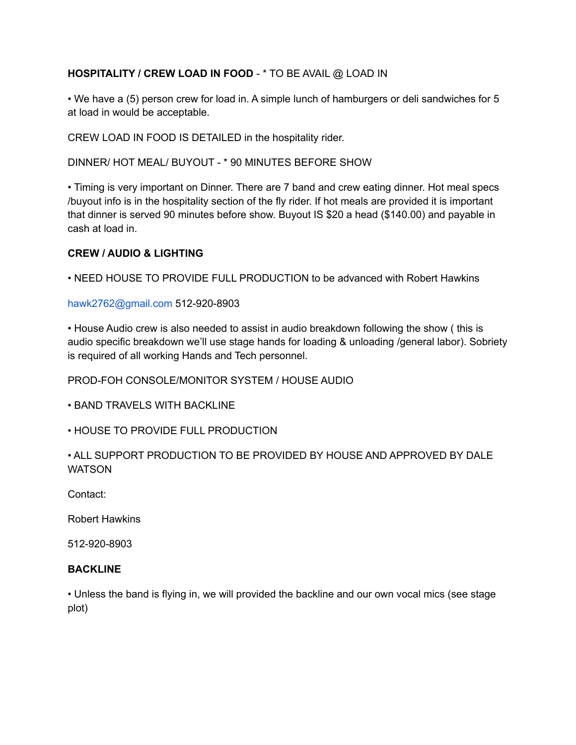**HOSPITALITY / CREW LOAD IN FOOD** - * TO BE AVAIL @ LOAD IN

• We have a (5) person crew for load in. A simple lunch of hamburgers or deli sandwiches for 5 at load in would be acceptable.

CREW LOAD IN FOOD IS DETAILED in the hospitality rider.

DINNER/ HOT MEAL/ BUYOUT - * 90 MINUTES BEFORE SHOW

• Timing is very important on Dinner. There are 7 band and crew eating dinner. Hot meal specs /buyout info is in the hospitality section of the fly rider. If hot meals are provided it is important that dinner is served 90 minutes before show. Buyout IS $20 a head ($140.00) and payable in cash at load in.

**CREW / AUDIO & LIGHTING**

• NEED HOUSE TO PROVIDE FULL PRODUCTION to be advanced with Robert Hawkins

hawk2762@gmail.com 512-920-8903

• House Audio crew is also needed to assist in audio breakdown following the show ( this is audio specific breakdown we'll use stage hands for loading & unloading /general labor). Sobriety is required of all working Hands and Tech personnel.

PROD-FOH CONSOLE/MONITOR SYSTEM / HOUSE AUDIO

• BAND TRAVELS WITH BACKLINE

• HOUSE TO PROVIDE FULL PRODUCTION

• ALL SUPPORT PRODUCTION TO BE PROVIDED BY HOUSE AND APPROVED BY DALE WATSON

Contact:

Robert Hawkins

512-920-8903

**BACKLINE**

• Unless the band is flying in, we will provided the backline and our own vocal mics (see stage plot)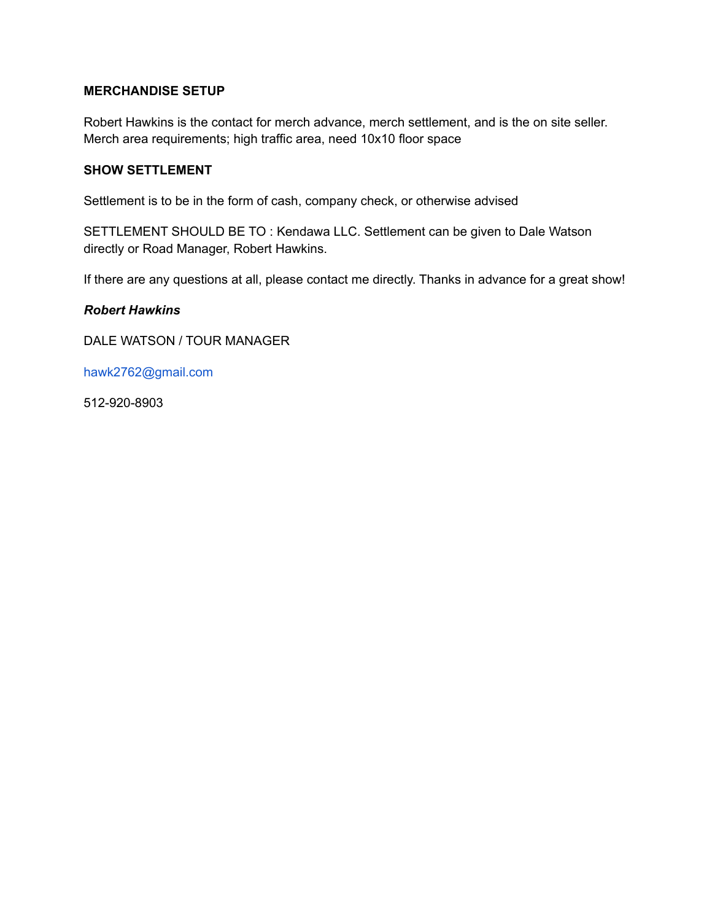**MERCHANDISE SETUP**

Robert Hawkins is the contact for merch advance, merch settlement, and is the on site seller.
Merch area requirements; high traffic area, need 10x10 floor space

**SHOW SETTLEMENT**

Settlement is to be in the form of cash, company check, or otherwise advised

SETTLEMENT SHOULD BE TO : Kendawa LLC. Settlement can be given to Dale Watson directly or Road Manager, Robert Hawkins.

If there are any questions at all, please contact me directly. Thanks in advance for a great show!

***Robert Hawkins***

DALE WATSON / TOUR MANAGER

hawk2762@gmail.com

512-920-8903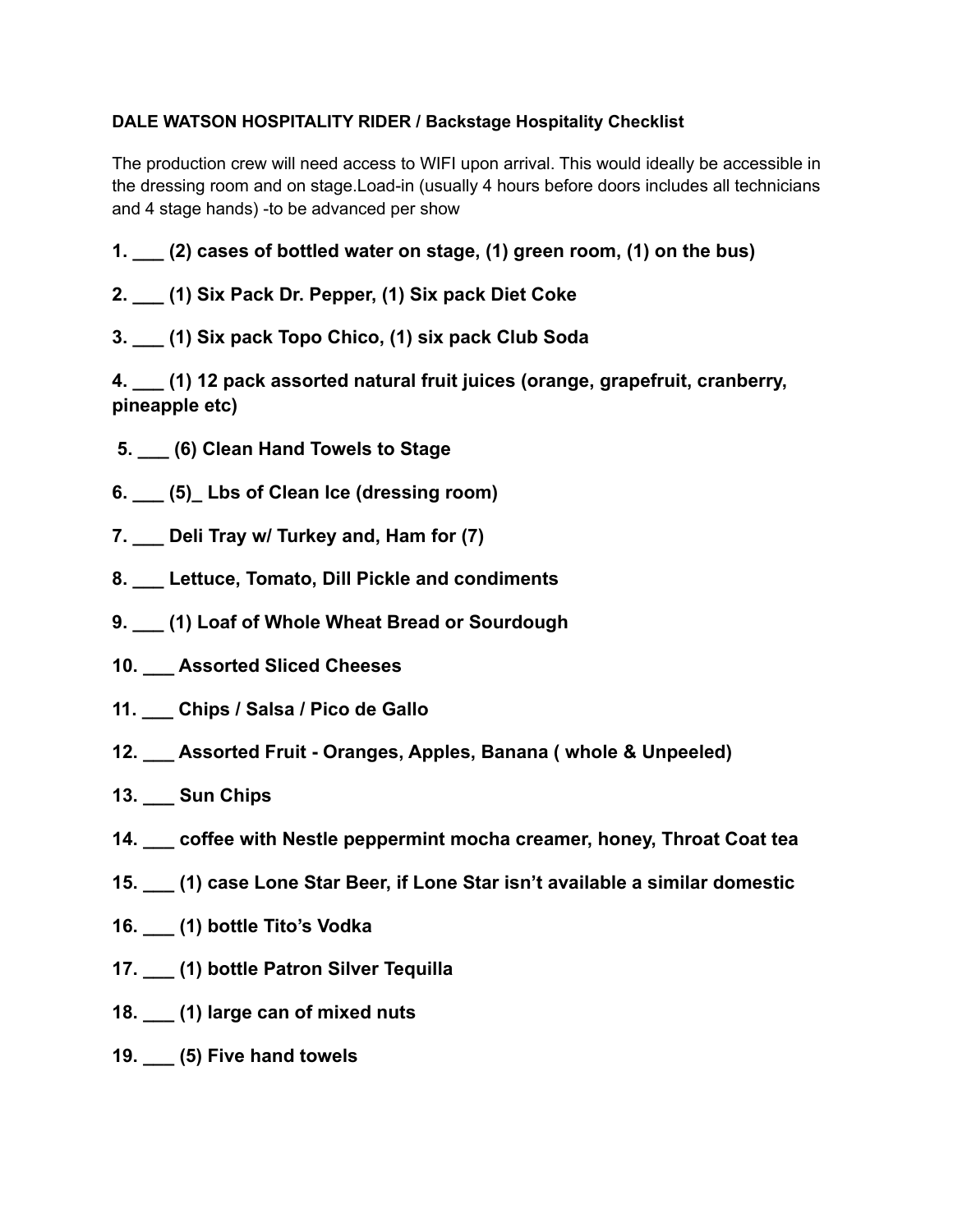**DALE WATSON HOSPITALITY RIDER / Backstage Hospitality Checklist**

The production crew will need access to WIFI upon arrival. This would ideally be accessible in the dressing room and on stage.Load-in (usually 4 hours before doors includes all technicians and 4 stage hands) -to be advanced per show

**1. ___ (2) cases of bottled water on stage, (1) green room, (1) on the bus)**

**2. ___ (1) Six Pack Dr. Pepper, (1) Six pack Diet Coke**

**3. ___ (1) Six pack Topo Chico, (1) six pack Club Soda**

**4. ___ (1) 12 pack assorted natural fruit juices (orange, grapefruit, cranberry, pineapple etc)**

**5. ___ (6) Clean Hand Towels to Stage**

**6. ___ (5)_ Lbs of Clean Ice (dressing room)**

**7. ___ Deli Tray w/ Turkey and, Ham for (7)**

**8. ___ Lettuce, Tomato, Dill Pickle and condiments**

**9. ___ (1) Loaf of Whole Wheat Bread or Sourdough**

**10. ___ Assorted Sliced Cheeses**

**11. ___ Chips / Salsa / Pico de Gallo**

**12. ___ Assorted Fruit - Oranges, Apples, Banana ( whole & Unpeeled)**

**13. ___ Sun Chips**

**14. ___ coffee with Nestle peppermint mocha creamer, honey, Throat Coat tea**

**15. ___ (1) case Lone Star Beer, if Lone Star isn't available a similar domestic**

**16. ___ (1) bottle Tito's Vodka**

**17. ___ (1) bottle Patron Silver Tequilla**

**18. ___ (1) large can of mixed nuts**

**19. ___ (5) Five hand towels**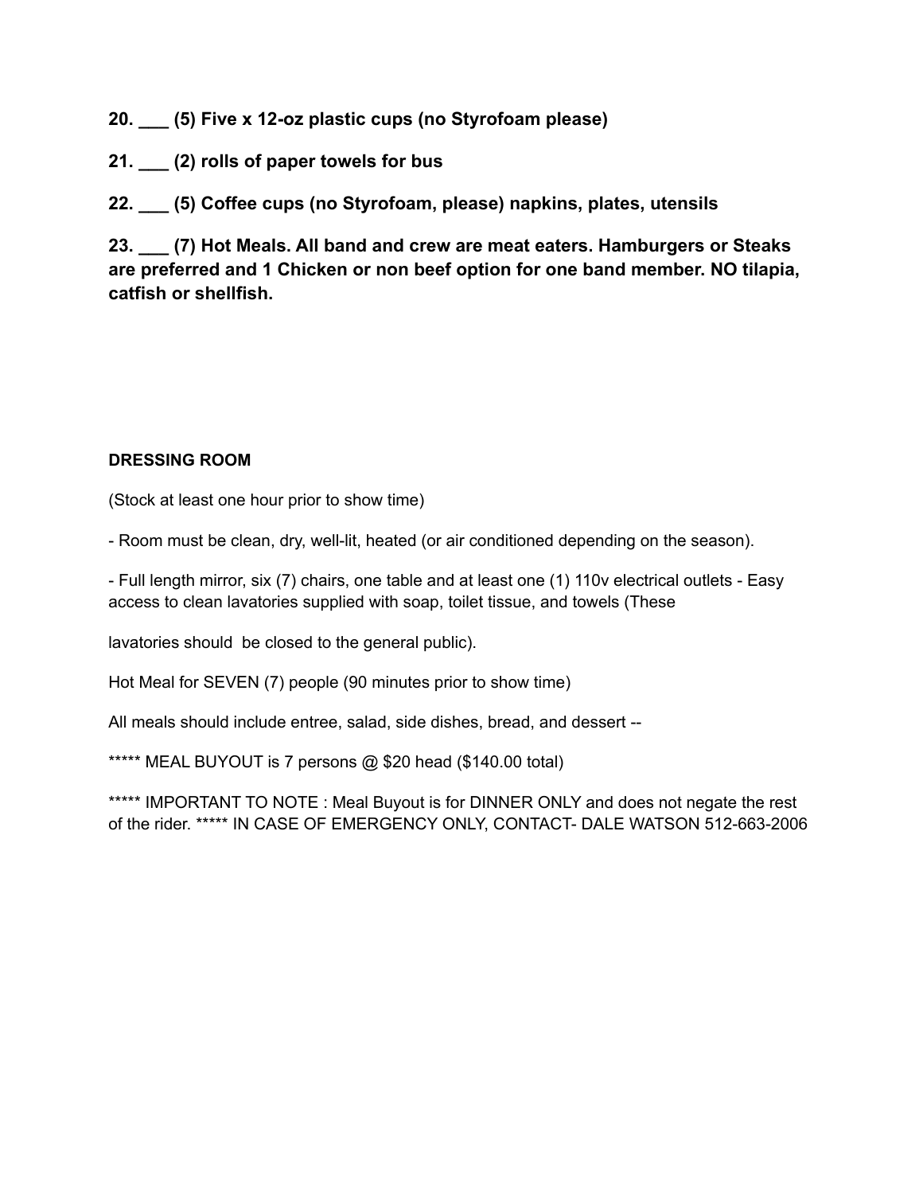**20. ___ (5) Five x 12-oz plastic cups (no Styrofoam please)**

**21. ___ (2) rolls of paper towels for bus**

**22. ___ (5) Coffee cups (no Styrofoam, please) napkins, plates, utensils**

**23. ___ (7) Hot Meals. All band and crew are meat eaters. Hamburgers or Steaks are preferred and 1 Chicken or non beef option for one band member. NO tilapia, catfish or shellfish.**

**DRESSING ROOM**

(Stock at least one hour prior to show time)

- Room must be clean, dry, well-lit, heated (or air conditioned depending on the season).

- Full length mirror, six (7) chairs, one table and at least one (1) 110v electrical outlets - Easy access to clean lavatories supplied with soap, toilet tissue, and towels (These

lavatories should be closed to the general public).

Hot Meal for SEVEN (7) people (90 minutes prior to show time)

All meals should include entree, salad, side dishes, bread, and dessert --

***** MEAL BUYOUT is 7 persons @ $20 head ($140.00 total)

***** IMPORTANT TO NOTE : Meal Buyout is for DINNER ONLY and does not negate the rest of the rider. ***** IN CASE OF EMERGENCY ONLY, CONTACT- DALE WATSON 512-663-2006